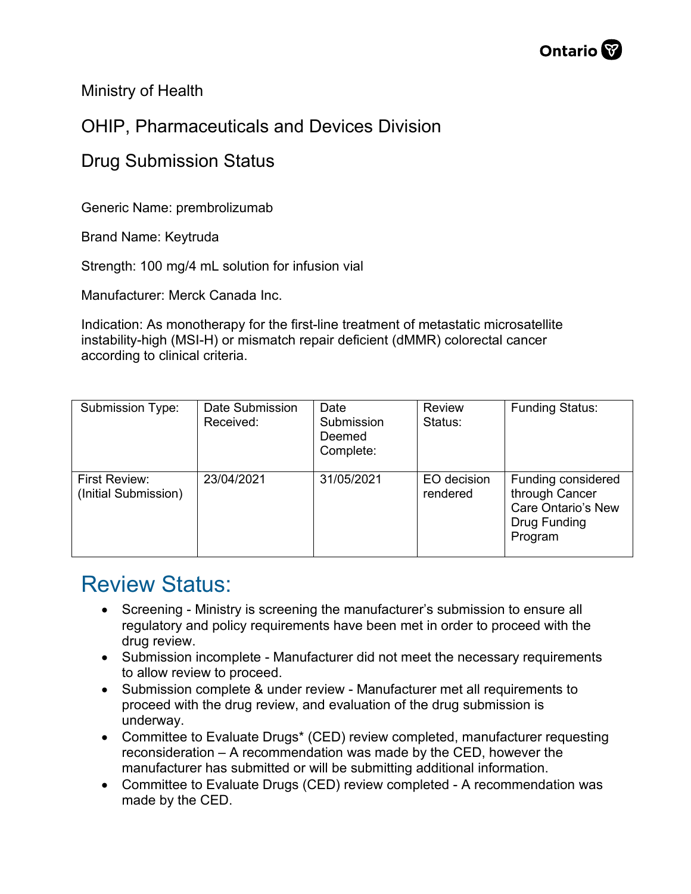Ministry of Health

OHIP, Pharmaceuticals and Devices Division

Drug Submission Status

Generic Name: prembrolizumab

Brand Name: Keytruda

Strength: 100 mg/4 mL solution for infusion vial

Manufacturer: Merck Canada Inc.

Indication: As monotherapy for the first-line treatment of metastatic microsatellite instability-high (MSI-H) or mismatch repair deficient (dMMR) colorectal cancer according to clinical criteria.

| Submission Type: | Date Submission Received: | Date Submission Deemed Complete: | Review Status: | Funding Status: |
|---|---|---|---|---|
| First Review: (Initial Submission) | 23/04/2021 | 31/05/2021 | EO decision rendered | Funding considered through Cancer Care Ontario's New Drug Funding Program |

# Review Status:

- Screening - Ministry is screening the manufacturer's submission to ensure all regulatory and policy requirements have been met in order to proceed with the drug review.
- Submission incomplete - Manufacturer did not meet the necessary requirements to allow review to proceed.
- Submission complete & under review - Manufacturer met all requirements to proceed with the drug review, and evaluation of the drug submission is underway.
- Committee to Evaluate Drugs* (CED) review completed, manufacturer requesting reconsideration – A recommendation was made by the CED, however the manufacturer has submitted or will be submitting additional information.
- Committee to Evaluate Drugs (CED) review completed - A recommendation was made by the CED.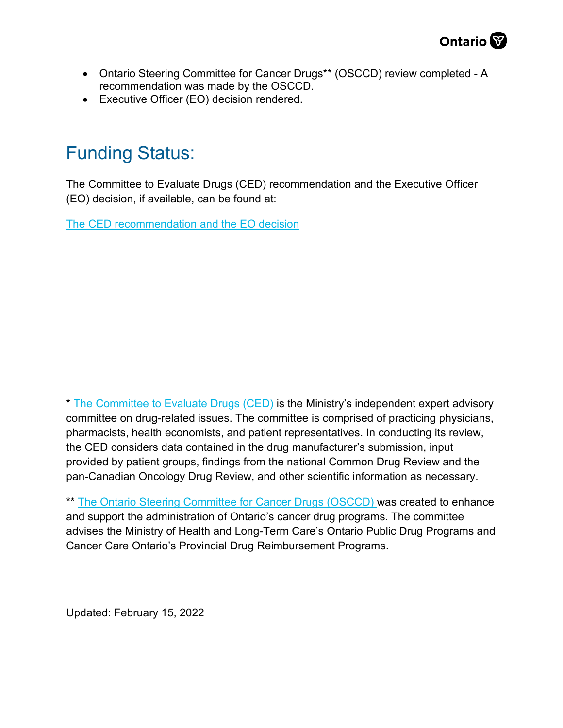- Ontario Steering Committee for Cancer Drugs** (OSCCD) review completed - A recommendation was made by the OSCCD.
- Executive Officer (EO) decision rendered.

# Funding Status:

The Committee to Evaluate Drugs (CED) recommendation and the Executive Officer (EO) decision, if available, can be found at:

The CED recommendation and the EO decision

* The Committee to Evaluate Drugs (CED) is the Ministry's independent expert advisory committee on drug-related issues. The committee is comprised of practicing physicians, pharmacists, health economists, and patient representatives. In conducting its review, the CED considers data contained in the drug manufacturer's submission, input provided by patient groups, findings from the national Common Drug Review and the pan-Canadian Oncology Drug Review, and other scientific information as necessary.

** The Ontario Steering Committee for Cancer Drugs (OSCCD) was created to enhance and support the administration of Ontario's cancer drug programs. The committee advises the Ministry of Health and Long-Term Care's Ontario Public Drug Programs and Cancer Care Ontario's Provincial Drug Reimbursement Programs.

Updated: February 15, 2022